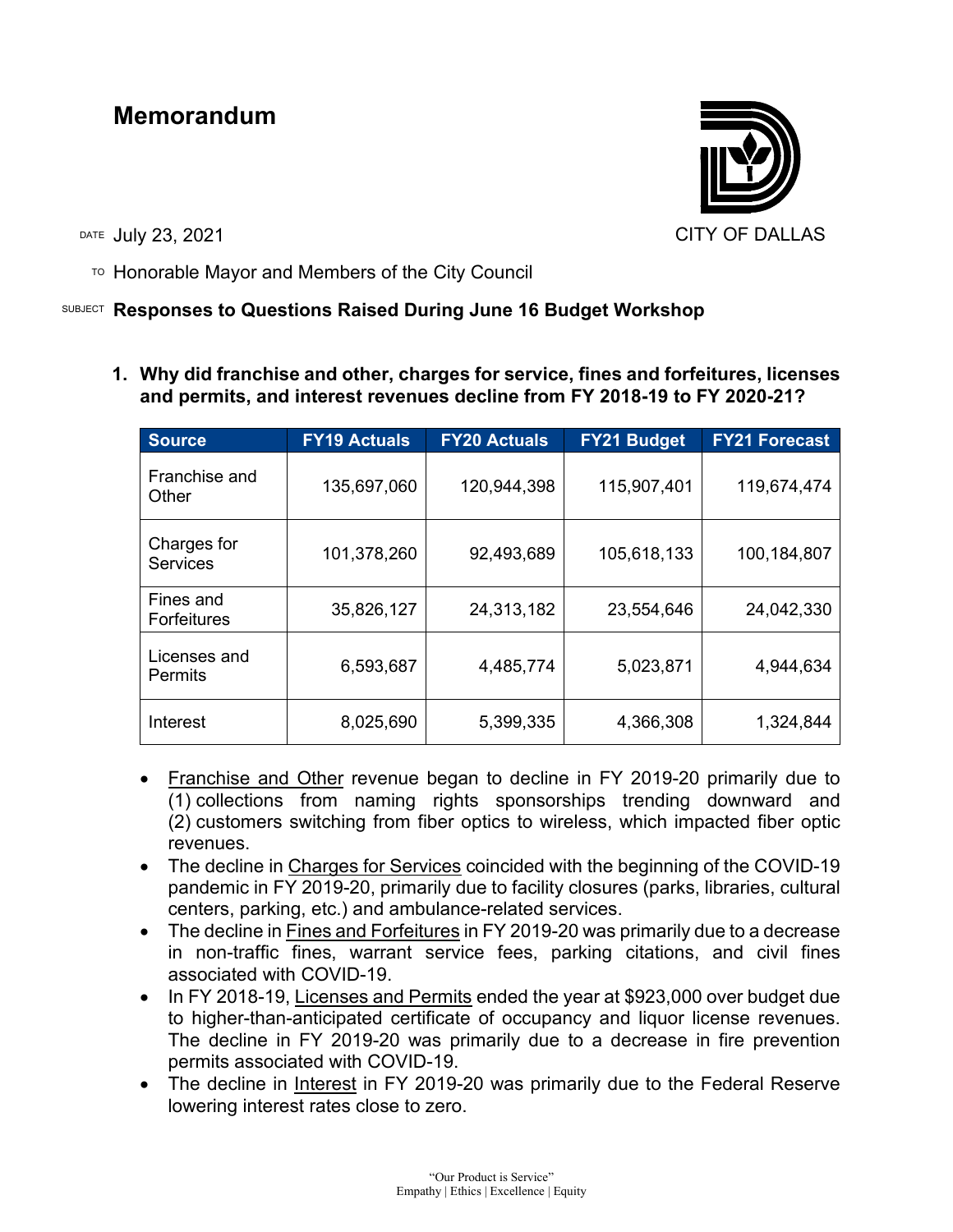# Memorandum

CITY OF DALLAS

DATE July 23, 2021

TO Honorable Mayor and Members of the City Council

SUBJECT **Responses to Questions Raised During June 16 Budget Workshop**

1. **Why did franchise and other, charges for service, fines and forfeitures, licenses and permits, and interest revenues decline from FY 2018-19 to FY 2020-21?**

| Source | FY19 Actuals | FY20 Actuals | FY21 Budget | FY21 Forecast |
|---|---|---|---|---|
| Franchise and Other | 135,697,060 | 120,944,398 | 115,907,401 | 119,674,474 |
| Charges for Services | 101,378,260 | 92,493,689 | 105,618,133 | 100,184,807 |
| Fines and Forfeitures | 35,826,127 | 24,313,182 | 23,554,646 | 24,042,330 |
| Licenses and Permits | 6,593,687 | 4,485,774 | 5,023,871 | 4,944,634 |
| Interest | 8,025,690 | 5,399,335 | 4,366,308 | 1,324,844 |

- Franchise and Other revenue began to decline in FY 2019-20 primarily due to (1) collections from naming rights sponsorships trending downward and (2) customers switching from fiber optics to wireless, which impacted fiber optic revenues.
- The decline in Charges for Services coincided with the beginning of the COVID-19 pandemic in FY 2019-20, primarily due to facility closures (parks, libraries, cultural centers, parking, etc.) and ambulance-related services.
- The decline in Fines and Forfeitures in FY 2019-20 was primarily due to a decrease in non-traffic fines, warrant service fees, parking citations, and civil fines associated with COVID-19.
- In FY 2018-19, Licenses and Permits ended the year at $923,000 over budget due to higher-than-anticipated certificate of occupancy and liquor license revenues. The decline in FY 2019-20 was primarily due to a decrease in fire prevention permits associated with COVID-19.
- The decline in Interest in FY 2019-20 was primarily due to the Federal Reserve lowering interest rates close to zero.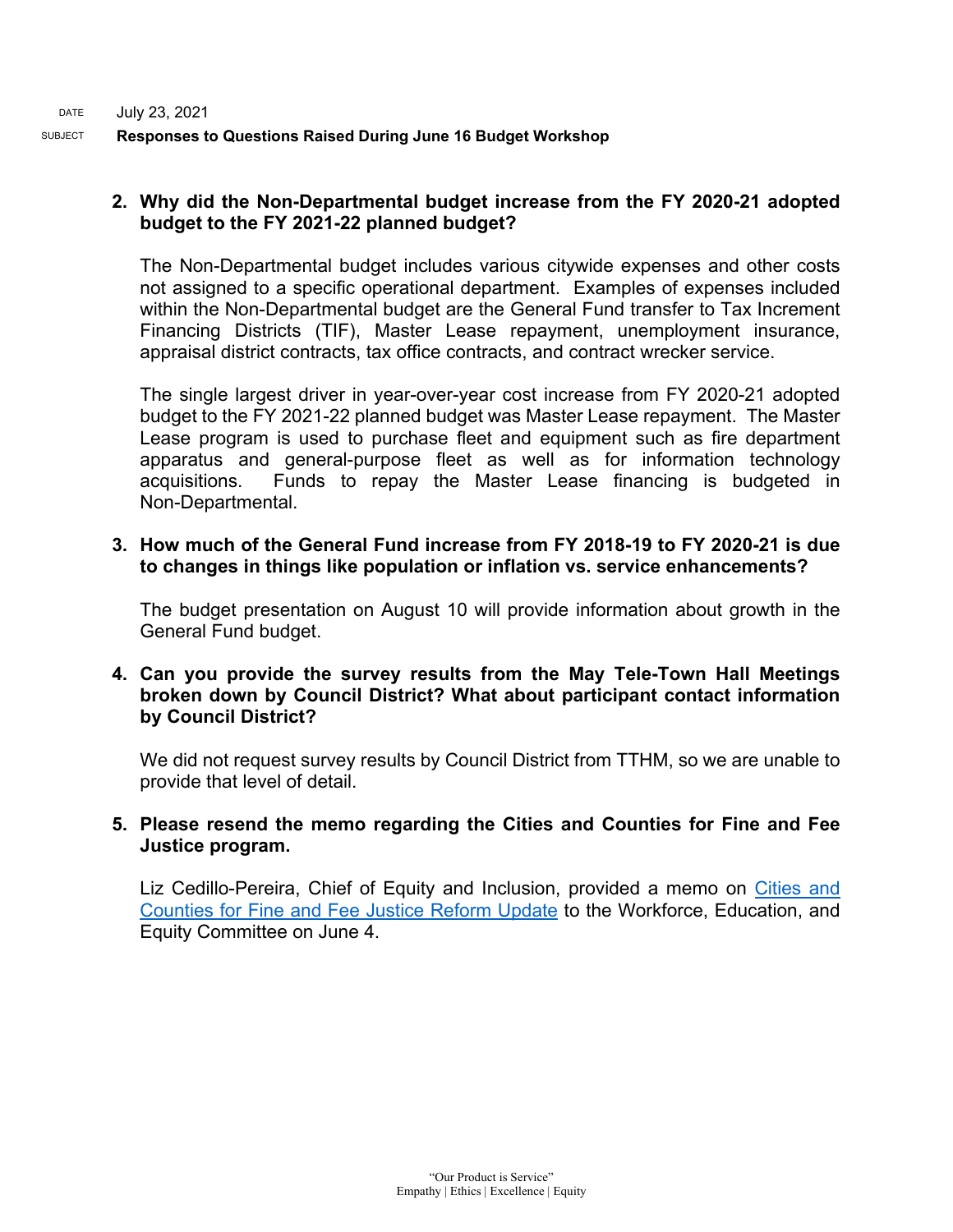DATE July 23, 2021

SUBJECT **Responses to Questions Raised During June 16 Budget Workshop**

2. **Why did the Non-Departmental budget increase from the FY 2020-21 adopted budget to the FY 2021-22 planned budget?**

   The Non-Departmental budget includes various citywide expenses and other costs not assigned to a specific operational department. Examples of expenses included within the Non-Departmental budget are the General Fund transfer to Tax Increment Financing Districts (TIF), Master Lease repayment, unemployment insurance, appraisal district contracts, tax office contracts, and contract wrecker service.

   The single largest driver in year-over-year cost increase from FY 2020-21 adopted budget to the FY 2021-22 planned budget was Master Lease repayment. The Master Lease program is used to purchase fleet and equipment such as fire department apparatus and general-purpose fleet as well as for information technology acquisitions. Funds to repay the Master Lease financing is budgeted in Non-Departmental.

3. **How much of the General Fund increase from FY 2018-19 to FY 2020-21 is due to changes in things like population or inflation vs. service enhancements?**

   The budget presentation on August 10 will provide information about growth in the General Fund budget.

4. **Can you provide the survey results from the May Tele-Town Hall Meetings broken down by Council District? What about participant contact information by Council District?**

   We did not request survey results by Council District from TTHM, so we are unable to provide that level of detail.

5. **Please resend the memo regarding the Cities and Counties for Fine and Fee Justice program.**

   Liz Cedillo-Pereira, Chief of Equity and Inclusion, provided a memo on Cities and Counties for Fine and Fee Justice Reform Update to the Workforce, Education, and Equity Committee on June 4.

"Our Product is Service"
Empathy | Ethics | Excellence | Equity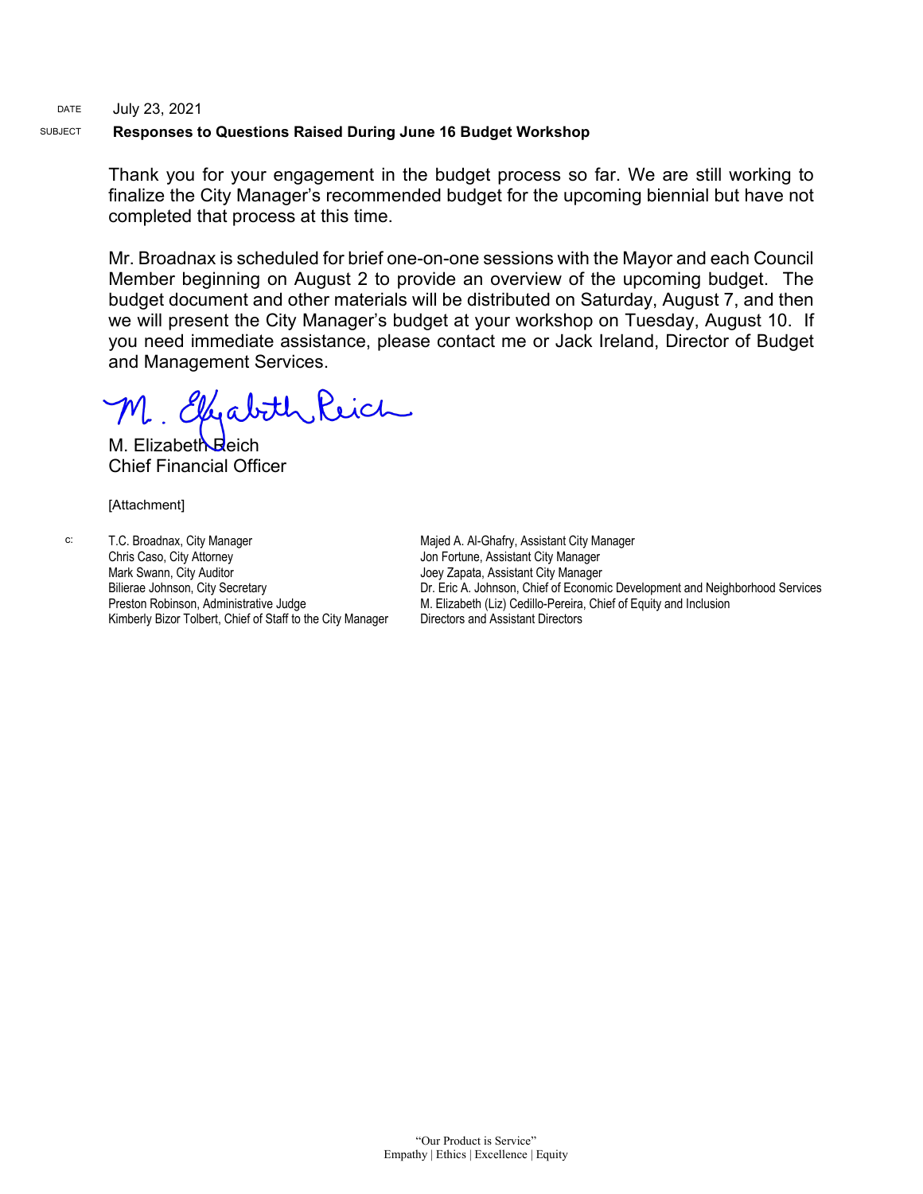DATE July 23, 2021

SUBJECT **Responses to Questions Raised During June 16 Budget Workshop**

Thank you for your engagement in the budget process so far. We are still working to finalize the City Manager's recommended budget for the upcoming biennial but have not completed that process at this time.

Mr. Broadnax is scheduled for brief one-on-one sessions with the Mayor and each Council Member beginning on August 2 to provide an overview of the upcoming budget. The budget document and other materials will be distributed on Saturday, August 7, and then we will present the City Manager's budget at your workshop on Tuesday, August 10. If you need immediate assistance, please contact me or Jack Ireland, Director of Budget and Management Services.

M. Elizabeth Reich
Chief Financial Officer

[Attachment]

c:
T.C. Broadnax, City Manager
Chris Caso, City Attorney
Mark Swann, City Auditor
Bilierae Johnson, City Secretary
Preston Robinson, Administrative Judge
Kimberly Bizor Tolbert, Chief of Staff to the City Manager
Majed A. Al-Ghafry, Assistant City Manager
Jon Fortune, Assistant City Manager
Joey Zapata, Assistant City Manager
Dr. Eric A. Johnson, Chief of Economic Development and Neighborhood Services
M. Elizabeth (Liz) Cedillo-Pereira, Chief of Equity and Inclusion
Directors and Assistant Directors

"Our Product is Service"
Empathy | Ethics | Excellence | Equity